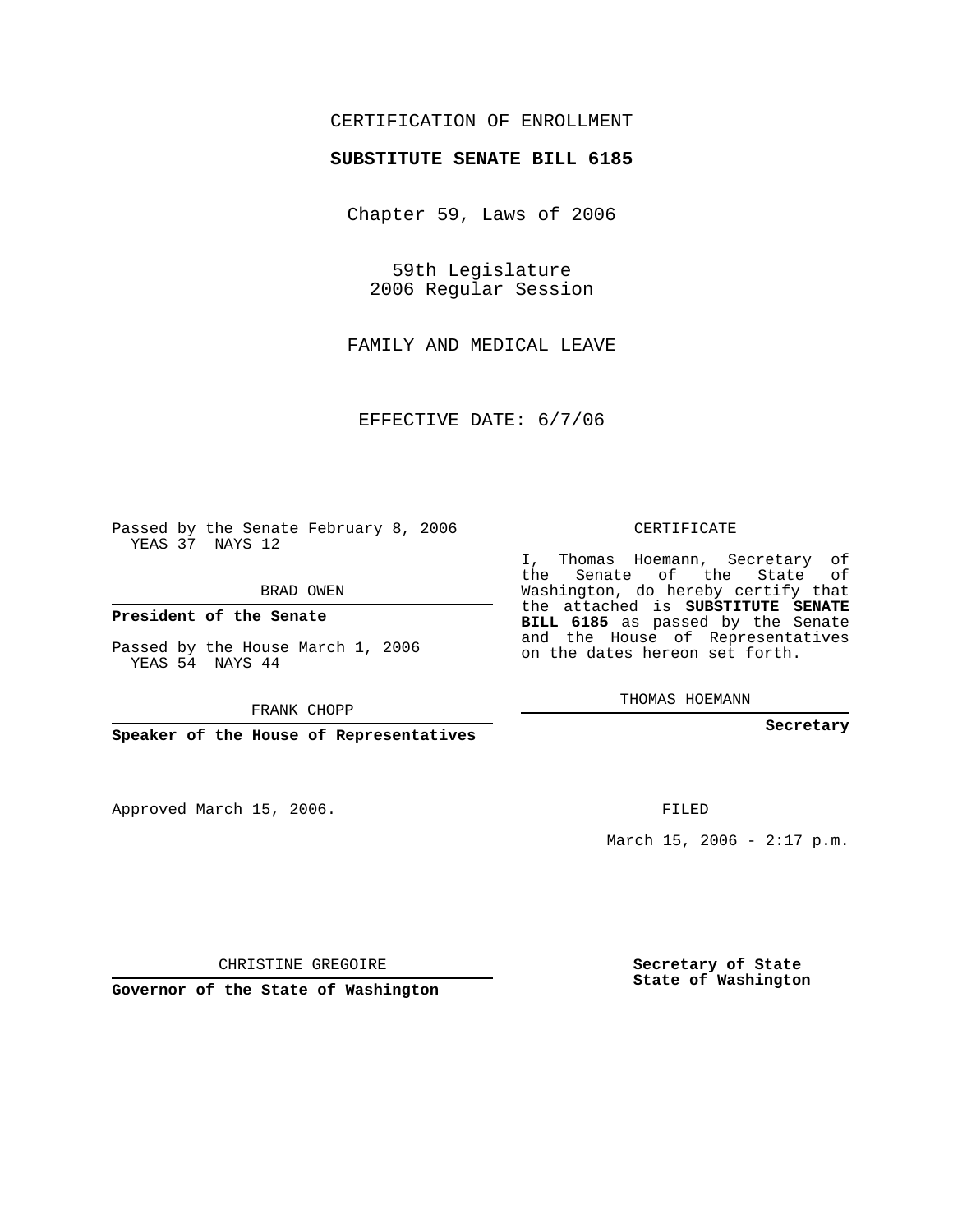CERTIFICATION OF ENROLLMENT

**SUBSTITUTE SENATE BILL 6185**

Chapter 59, Laws of 2006

59th Legislature
2006 Regular Session

FAMILY AND MEDICAL LEAVE

EFFECTIVE DATE: 6/7/06

Passed by the Senate February 8, 2006
YEAS 37 NAYS 12

BRAD OWEN

**President of the Senate**

Passed by the House March 1, 2006
YEAS 54 NAYS 44

FRANK CHOPP

**Speaker of the House of Representatives**

CERTIFICATE

I, Thomas Hoemann, Secretary of the Senate of the State of Washington, do hereby certify that the attached is **SUBSTITUTE SENATE BILL 6185** as passed by the Senate and the House of Representatives on the dates hereon set forth.

THOMAS HOEMANN

**Secretary**

Approved March 15, 2006.

FILED

March 15, 2006 - 2:17 p.m.

CHRISTINE GREGOIRE

**Governor of the State of Washington**

**Secretary of State**
**State of Washington**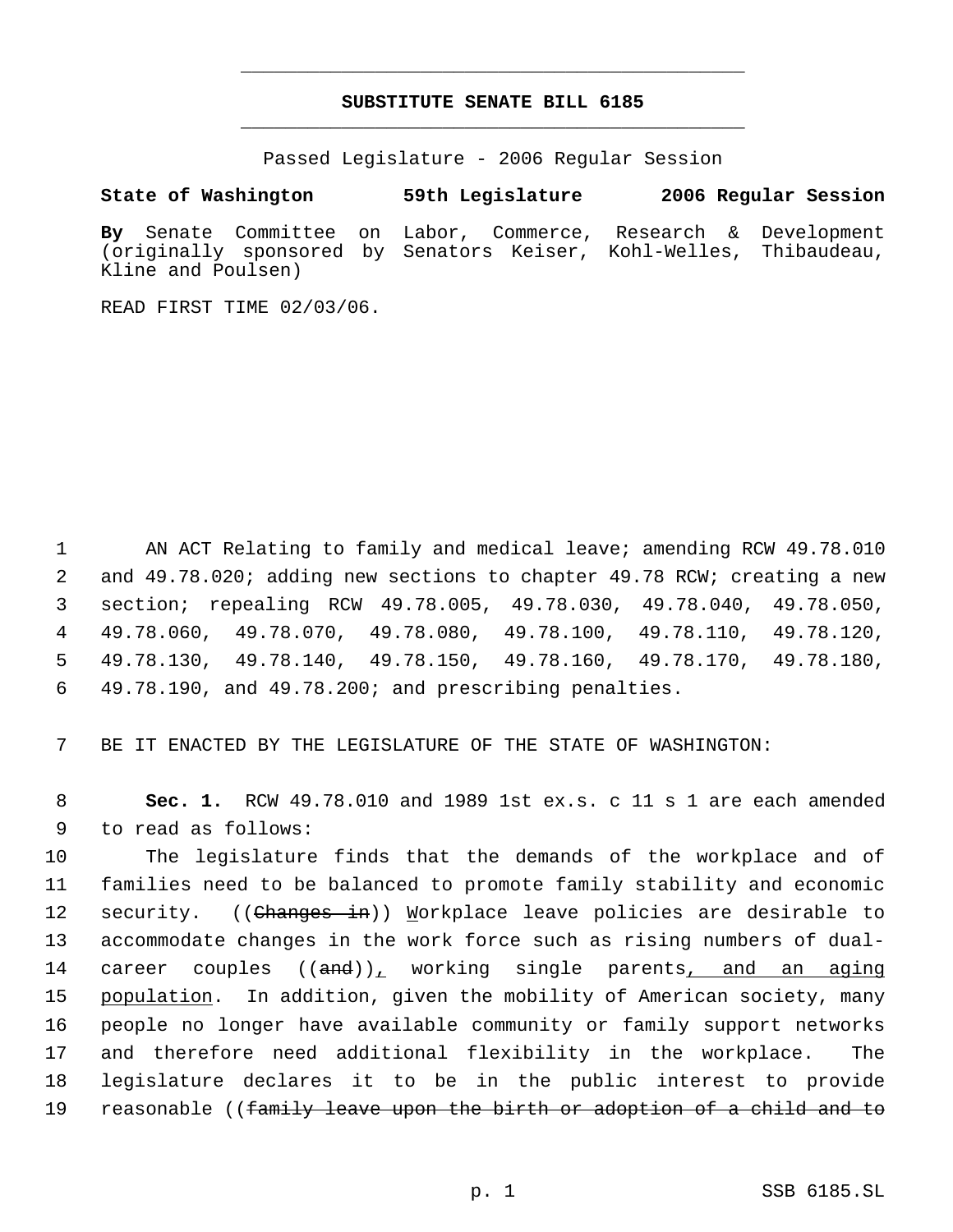# SUBSTITUTE SENATE BILL 6185

Passed Legislature - 2006 Regular Session

**State of Washington** **59th Legislature** **2006 Regular Session**

**By** Senate Committee on Labor, Commerce, Research & Development (originally sponsored by Senators Keiser, Kohl-Welles, Thibaudeau, Kline and Poulsen)

READ FIRST TIME 02/03/06.

1 AN ACT Relating to family and medical leave; amending RCW 49.78.010
2 and 49.78.020; adding new sections to chapter 49.78 RCW; creating a new
3 section; repealing RCW 49.78.005, 49.78.030, 49.78.040, 49.78.050,
4 49.78.060, 49.78.070, 49.78.080, 49.78.100, 49.78.110, 49.78.120,
5 49.78.130, 49.78.140, 49.78.150, 49.78.160, 49.78.170, 49.78.180,
6 49.78.190, and 49.78.200; and prescribing penalties.

7 BE IT ENACTED BY THE LEGISLATURE OF THE STATE OF WASHINGTON:

8 **Sec. 1.** RCW 49.78.010 and 1989 1st ex.s. c 11 s 1 are each amended
9 to read as follows:

10 The legislature finds that the demands of the workplace and of
11 families need to be balanced to promote family stability and economic
12 security. ((~~Changes in~~)) <u>W</u>orkplace leave policies are desirable to
13 accommodate changes in the work force such as rising numbers of dual-
14 career couples ((~~and~~))<u>,</u> working single parents<u>, and an aging</u>
15 <u>population</u>. In addition, given the mobility of American society, many
16 people no longer have available community or family support networks
17 and therefore need additional flexibility in the workplace. The
18 legislature declares it to be in the public interest to provide
19 reasonable ((~~family leave upon the birth or adoption of a child and to~~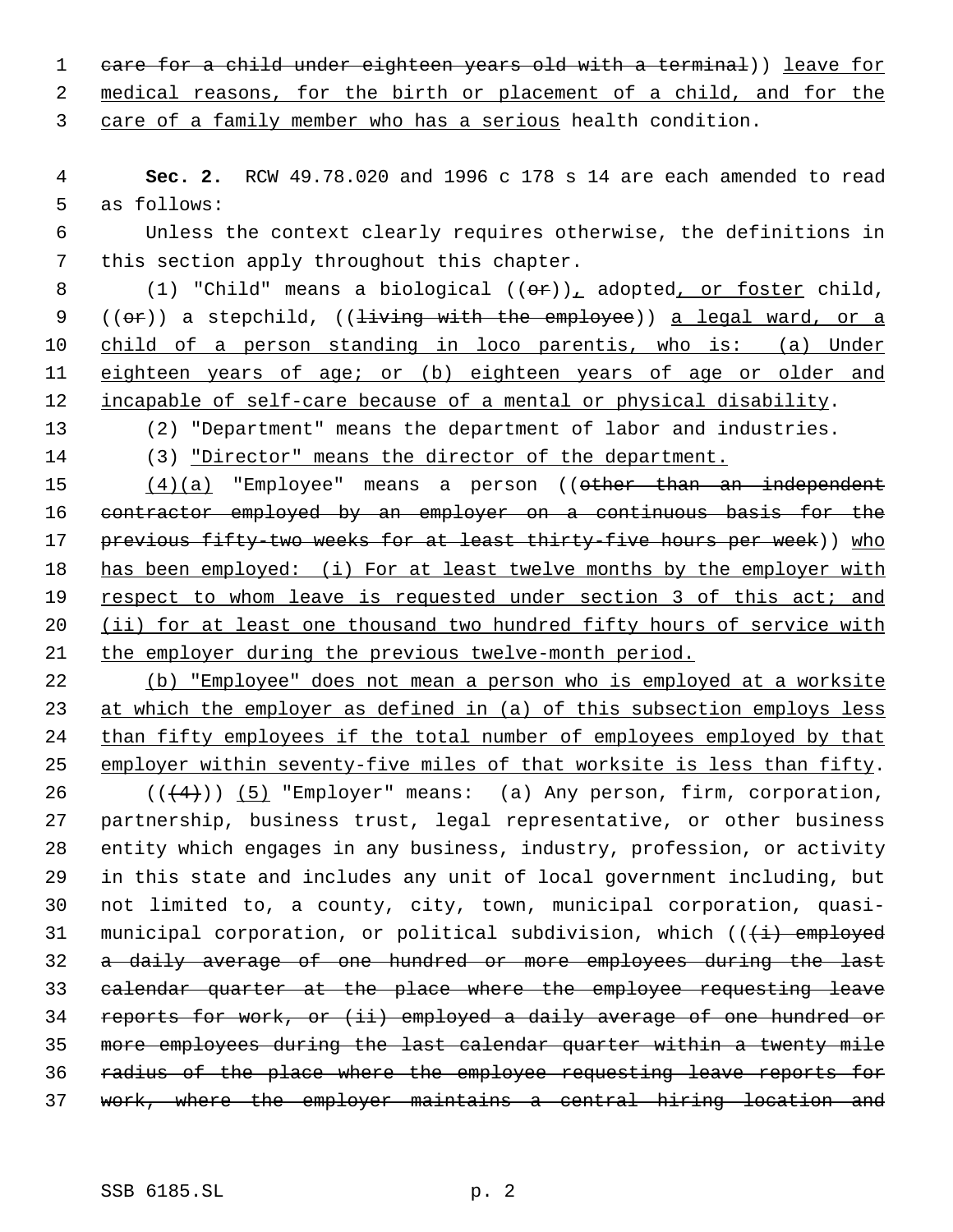care for a child under eighteen years old with a terminal)) leave for medical reasons, for the birth or placement of a child, and for the care of a family member who has a serious health condition.

**Sec. 2.** RCW 49.78.020 and 1996 c 178 s 14 are each amended to read as follows:

Unless the context clearly requires otherwise, the definitions in this section apply throughout this chapter.

(1) "Child" means a biological ((or)), adopted, or foster child, ((or)) a stepchild, ((living with the employee)) a legal ward, or a child of a person standing in loco parentis, who is: (a) Under eighteen years of age; or (b) eighteen years of age or older and incapable of self-care because of a mental or physical disability.

(2) "Department" means the department of labor and industries.

(3) "Director" means the director of the department.

(4)(a) "Employee" means a person ((other than an independent contractor employed by an employer on a continuous basis for the previous fifty-two weeks for at least thirty-five hours per week)) who has been employed: (i) For at least twelve months by the employer with respect to whom leave is requested under section 3 of this act; and (ii) for at least one thousand two hundred fifty hours of service with the employer during the previous twelve-month period.

(b) "Employee" does not mean a person who is employed at a worksite at which the employer as defined in (a) of this subsection employs less than fifty employees if the total number of employees employed by that employer within seventy-five miles of that worksite is less than fifty.

(((4))) (5) "Employer" means: (a) Any person, firm, corporation, partnership, business trust, legal representative, or other business entity which engages in any business, industry, profession, or activity in this state and includes any unit of local government including, but not limited to, a county, city, town, municipal corporation, quasi-municipal corporation, or political subdivision, which (((i) employed a daily average of one hundred or more employees during the last calendar quarter at the place where the employee requesting leave reports for work, or (ii) employed a daily average of one hundred or more employees during the last calendar quarter within a twenty mile radius of the place where the employee requesting leave reports for work, where the employer maintains a central hiring location and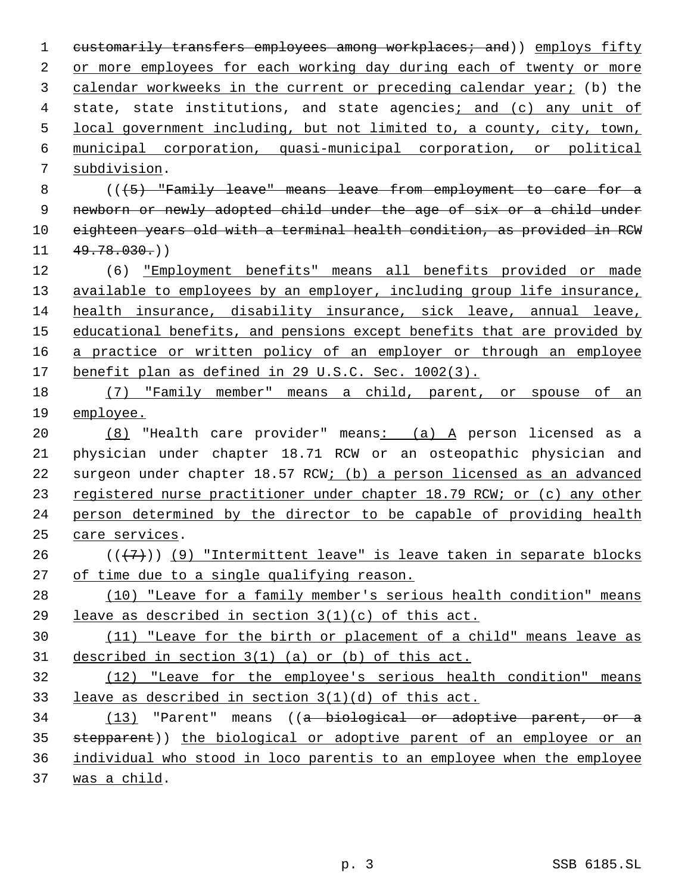customarily transfers employees among workplaces; and)) employs fifty or more employees for each working day during each of twenty or more calendar workweeks in the current or preceding calendar year; (b) the state, state institutions, and state agencies; and (c) any unit of local government including, but not limited to, a county, city, town, municipal corporation, quasi-municipal corporation, or political subdivision.

(((5) "Family leave" means leave from employment to care for a newborn or newly adopted child under the age of six or a child under eighteen years old with a terminal health condition, as provided in RCW 49.78.030.))

(6) "Employment benefits" means all benefits provided or made available to employees by an employer, including group life insurance, health insurance, disability insurance, sick leave, annual leave, educational benefits, and pensions except benefits that are provided by a practice or written policy of an employer or through an employee benefit plan as defined in 29 U.S.C. Sec. 1002(3).

(7) "Family member" means a child, parent, or spouse of an employee.

(8) "Health care provider" means: (a) A person licensed as a physician under chapter 18.71 RCW or an osteopathic physician and surgeon under chapter 18.57 RCW; (b) a person licensed as an advanced registered nurse practitioner under chapter 18.79 RCW; or (c) any other person determined by the director to be capable of providing health care services.

(((7))) (9) "Intermittent leave" is leave taken in separate blocks of time due to a single qualifying reason.

(10) "Leave for a family member's serious health condition" means leave as described in section 3(1)(c) of this act.

(11) "Leave for the birth or placement of a child" means leave as described in section 3(1) (a) or (b) of this act.

(12) "Leave for the employee's serious health condition" means leave as described in section 3(1)(d) of this act.

(13) "Parent" means ((a biological or adoptive parent, or a stepparent)) the biological or adoptive parent of an employee or an individual who stood in loco parentis to an employee when the employee was a child.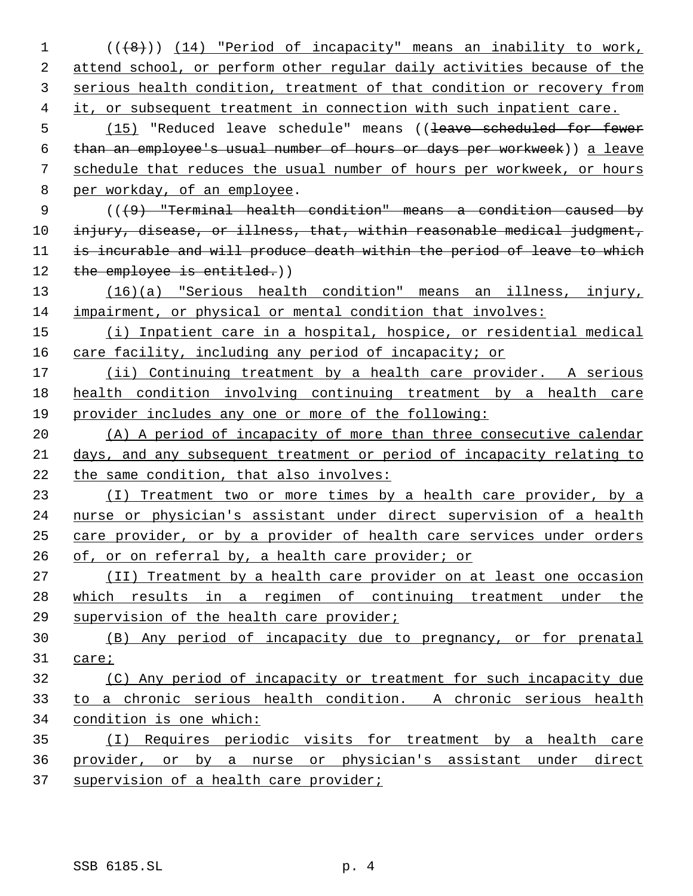((~~(8)~~)) <u>(14) "Period of incapacity" means an inability to work, attend school, or perform other regular daily activities because of the serious health condition, treatment of that condition or recovery from it, or subsequent treatment in connection with such inpatient care.</u>

<u>(15)</u> "Reduced leave schedule" means ((~~leave scheduled for fewer than an employee's usual number of hours or days per workweek~~)) <u>a leave schedule that reduces the usual number of hours per workweek, or hours per workday, of an employee</u>.

((~~(9) "Terminal health condition" means a condition caused by injury, disease, or illness, that, within reasonable medical judgment, is incurable and will produce death within the period of leave to which the employee is entitled.~~))

<u>(16)(a) "Serious health condition" means an illness, injury, impairment, or physical or mental condition that involves:</u>

<u>(i) Inpatient care in a hospital, hospice, or residential medical care facility, including any period of incapacity; or</u>

<u>(ii) Continuing treatment by a health care provider. A serious health condition involving continuing treatment by a health care provider includes any one or more of the following:</u>

<u>(A) A period of incapacity of more than three consecutive calendar days, and any subsequent treatment or period of incapacity relating to the same condition, that also involves:</u>

<u>(I) Treatment two or more times by a health care provider, by a nurse or physician's assistant under direct supervision of a health care provider, or by a provider of health care services under orders of, or on referral by, a health care provider; or</u>

<u>(II) Treatment by a health care provider on at least one occasion which results in a regimen of continuing treatment under the supervision of the health care provider;</u>

<u>(B) Any period of incapacity due to pregnancy, or for prenatal care;</u>

<u>(C) Any period of incapacity or treatment for such incapacity due to a chronic serious health condition. A chronic serious health condition is one which:</u>

<u>(I) Requires periodic visits for treatment by a health care provider, or by a nurse or physician's assistant under direct supervision of a health care provider;</u>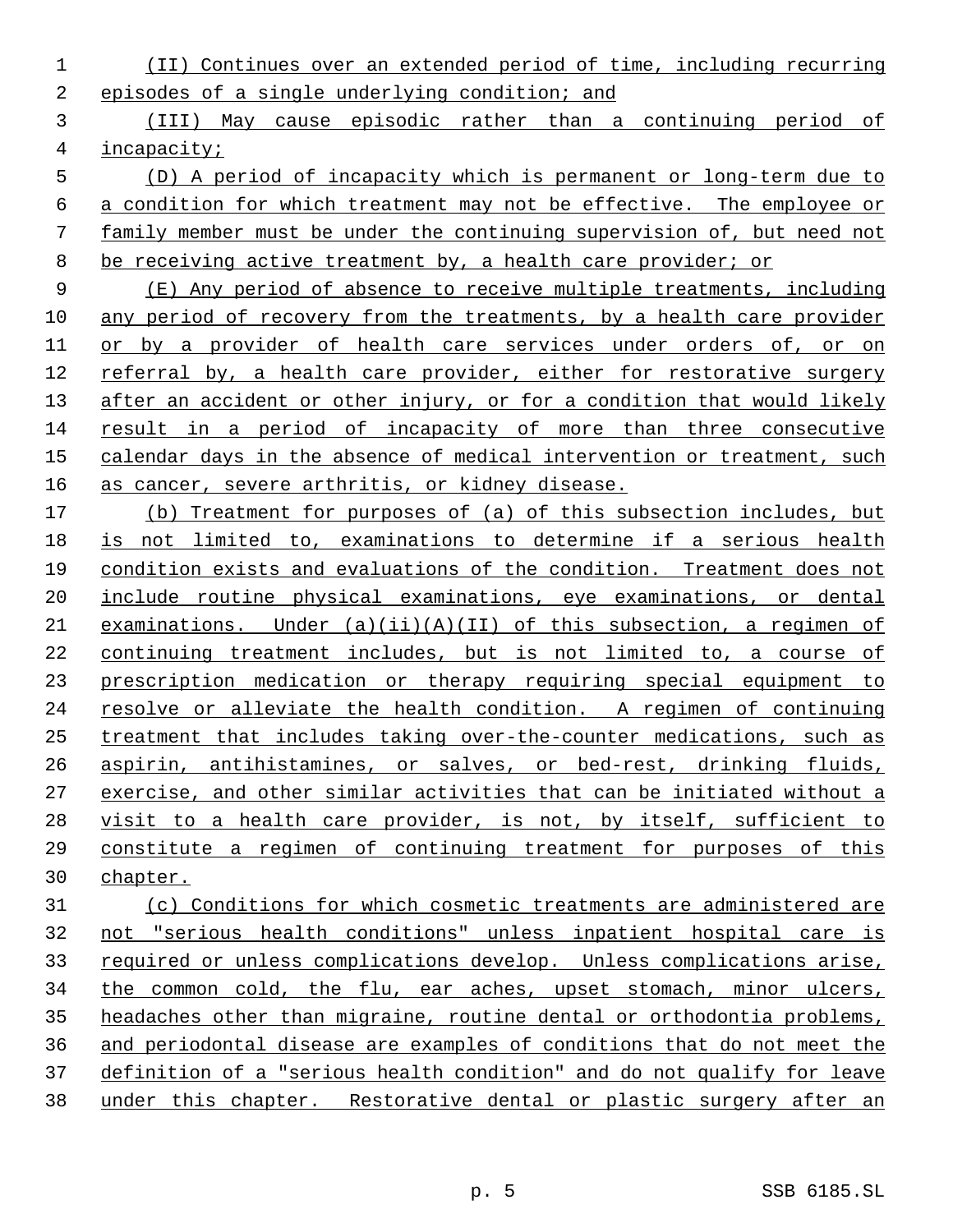(II) Continues over an extended period of time, including recurring episodes of a single underlying condition; and

(III) May cause episodic rather than a continuing period of incapacity;

(D) A period of incapacity which is permanent or long-term due to a condition for which treatment may not be effective. The employee or family member must be under the continuing supervision of, but need not be receiving active treatment by, a health care provider; or

(E) Any period of absence to receive multiple treatments, including any period of recovery from the treatments, by a health care provider or by a provider of health care services under orders of, or on referral by, a health care provider, either for restorative surgery after an accident or other injury, or for a condition that would likely result in a period of incapacity of more than three consecutive calendar days in the absence of medical intervention or treatment, such as cancer, severe arthritis, or kidney disease.

(b) Treatment for purposes of (a) of this subsection includes, but is not limited to, examinations to determine if a serious health condition exists and evaluations of the condition. Treatment does not include routine physical examinations, eye examinations, or dental examinations. Under (a)(ii)(A)(II) of this subsection, a regimen of continuing treatment includes, but is not limited to, a course of prescription medication or therapy requiring special equipment to resolve or alleviate the health condition. A regimen of continuing treatment that includes taking over-the-counter medications, such as aspirin, antihistamines, or salves, or bed-rest, drinking fluids, exercise, and other similar activities that can be initiated without a visit to a health care provider, is not, by itself, sufficient to constitute a regimen of continuing treatment for purposes of this chapter.

(c) Conditions for which cosmetic treatments are administered are not "serious health conditions" unless inpatient hospital care is required or unless complications develop. Unless complications arise, the common cold, the flu, ear aches, upset stomach, minor ulcers, headaches other than migraine, routine dental or orthodontia problems, and periodontal disease are examples of conditions that do not meet the definition of a "serious health condition" and do not qualify for leave under this chapter. Restorative dental or plastic surgery after an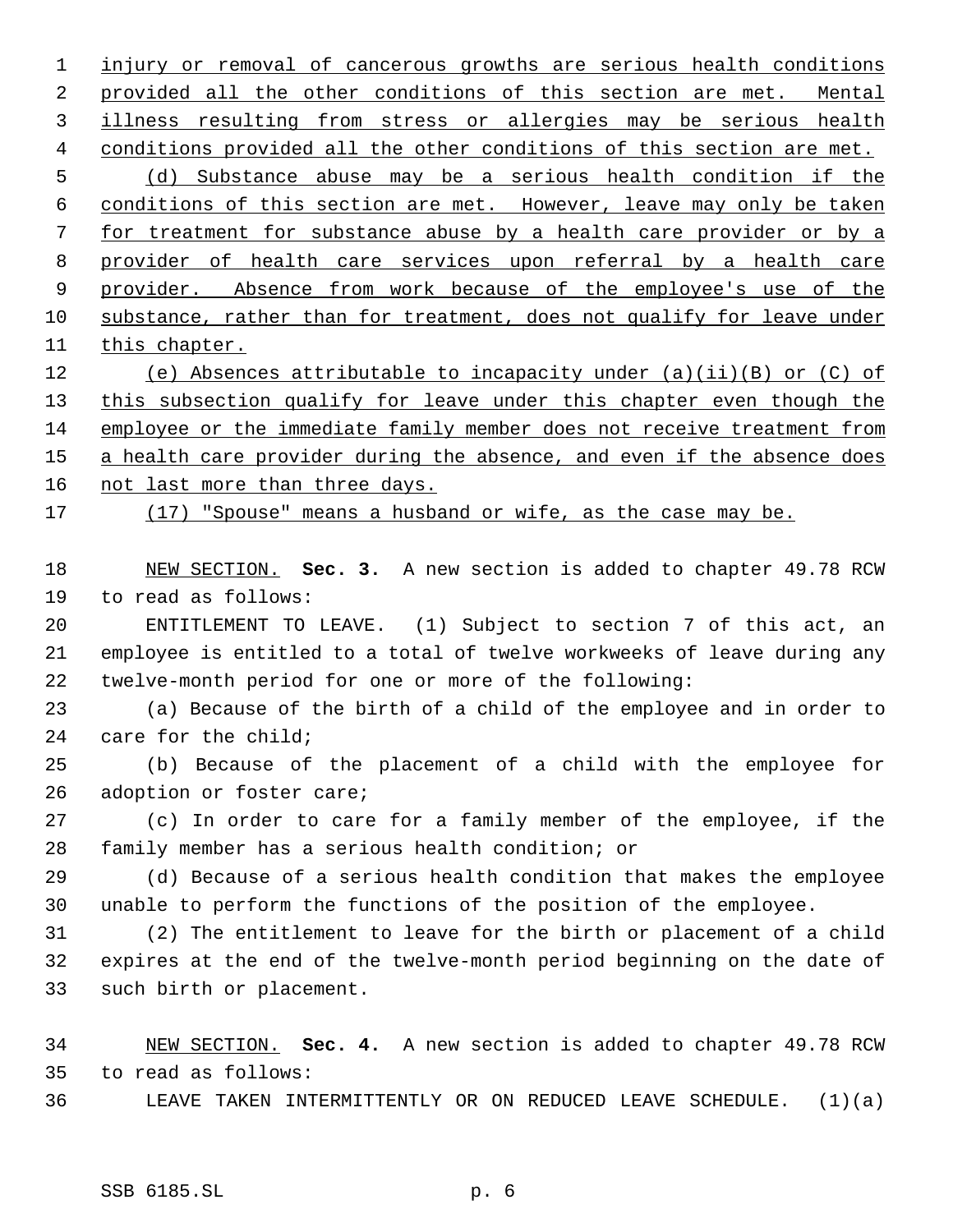injury or removal of cancerous growths are serious health conditions provided all the other conditions of this section are met. Mental illness resulting from stress or allergies may be serious health conditions provided all the other conditions of this section are met.

(d) Substance abuse may be a serious health condition if the conditions of this section are met. However, leave may only be taken for treatment for substance abuse by a health care provider or by a provider of health care services upon referral by a health care provider. Absence from work because of the employee's use of the substance, rather than for treatment, does not qualify for leave under this chapter.

(e) Absences attributable to incapacity under (a)(ii)(B) or (C) of this subsection qualify for leave under this chapter even though the employee or the immediate family member does not receive treatment from a health care provider during the absence, and even if the absence does not last more than three days.

(17) "Spouse" means a husband or wife, as the case may be.

NEW SECTION. **Sec. 3.** A new section is added to chapter 49.78 RCW to read as follows:

ENTITLEMENT TO LEAVE. (1) Subject to section 7 of this act, an employee is entitled to a total of twelve workweeks of leave during any twelve-month period for one or more of the following:

(a) Because of the birth of a child of the employee and in order to care for the child;

(b) Because of the placement of a child with the employee for adoption or foster care;

(c) In order to care for a family member of the employee, if the family member has a serious health condition; or

(d) Because of a serious health condition that makes the employee unable to perform the functions of the position of the employee.

(2) The entitlement to leave for the birth or placement of a child expires at the end of the twelve-month period beginning on the date of such birth or placement.

NEW SECTION. **Sec. 4.** A new section is added to chapter 49.78 RCW to read as follows:

LEAVE TAKEN INTERMITTENTLY OR ON REDUCED LEAVE SCHEDULE. (1)(a)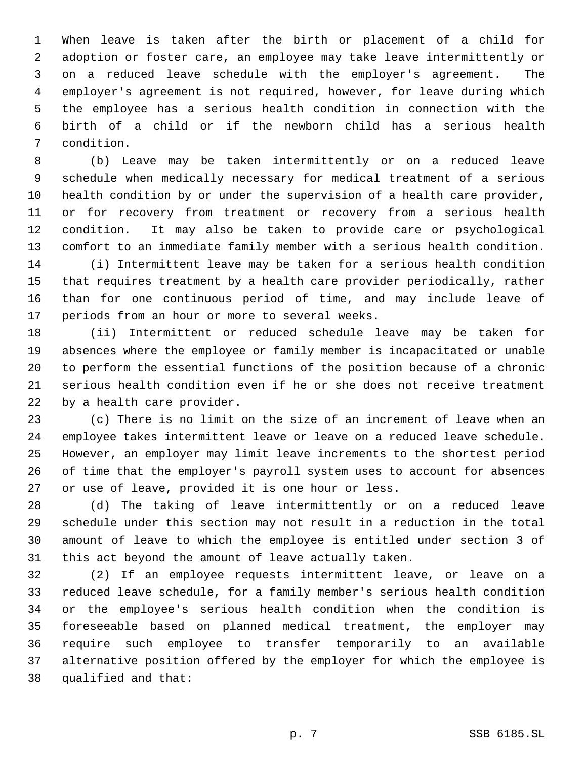When leave is taken after the birth or placement of a child for adoption or foster care, an employee may take leave intermittently or on a reduced leave schedule with the employer's agreement. The employer's agreement is not required, however, for leave during which the employee has a serious health condition in connection with the birth of a child or if the newborn child has a serious health condition.

(b) Leave may be taken intermittently or on a reduced leave schedule when medically necessary for medical treatment of a serious health condition by or under the supervision of a health care provider, or for recovery from treatment or recovery from a serious health condition. It may also be taken to provide care or psychological comfort to an immediate family member with a serious health condition.

(i) Intermittent leave may be taken for a serious health condition that requires treatment by a health care provider periodically, rather than for one continuous period of time, and may include leave of periods from an hour or more to several weeks.

(ii) Intermittent or reduced schedule leave may be taken for absences where the employee or family member is incapacitated or unable to perform the essential functions of the position because of a chronic serious health condition even if he or she does not receive treatment by a health care provider.

(c) There is no limit on the size of an increment of leave when an employee takes intermittent leave or leave on a reduced leave schedule. However, an employer may limit leave increments to the shortest period of time that the employer's payroll system uses to account for absences or use of leave, provided it is one hour or less.

(d) The taking of leave intermittently or on a reduced leave schedule under this section may not result in a reduction in the total amount of leave to which the employee is entitled under section 3 of this act beyond the amount of leave actually taken.

(2) If an employee requests intermittent leave, or leave on a reduced leave schedule, for a family member's serious health condition or the employee's serious health condition when the condition is foreseeable based on planned medical treatment, the employer may require such employee to transfer temporarily to an available alternative position offered by the employer for which the employee is qualified and that: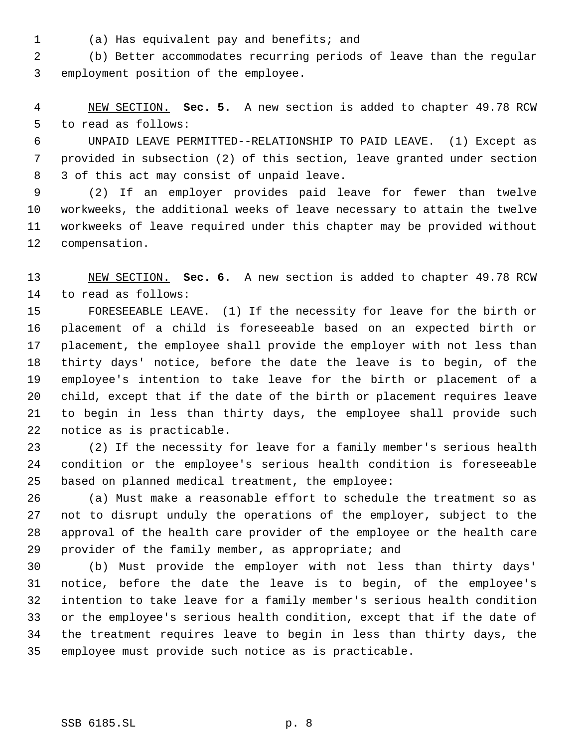(a) Has equivalent pay and benefits; and

(b) Better accommodates recurring periods of leave than the regular employment position of the employee.

NEW SECTION. **Sec. 5.** A new section is added to chapter 49.78 RCW to read as follows:

UNPAID LEAVE PERMITTED--RELATIONSHIP TO PAID LEAVE. (1) Except as provided in subsection (2) of this section, leave granted under section 3 of this act may consist of unpaid leave.

(2) If an employer provides paid leave for fewer than twelve workweeks, the additional weeks of leave necessary to attain the twelve workweeks of leave required under this chapter may be provided without compensation.

NEW SECTION. **Sec. 6.** A new section is added to chapter 49.78 RCW to read as follows:

FORESEEABLE LEAVE. (1) If the necessity for leave for the birth or placement of a child is foreseeable based on an expected birth or placement, the employee shall provide the employer with not less than thirty days' notice, before the date the leave is to begin, of the employee's intention to take leave for the birth or placement of a child, except that if the date of the birth or placement requires leave to begin in less than thirty days, the employee shall provide such notice as is practicable.

(2) If the necessity for leave for a family member's serious health condition or the employee's serious health condition is foreseeable based on planned medical treatment, the employee:

(a) Must make a reasonable effort to schedule the treatment so as not to disrupt unduly the operations of the employer, subject to the approval of the health care provider of the employee or the health care provider of the family member, as appropriate; and

(b) Must provide the employer with not less than thirty days' notice, before the date the leave is to begin, of the employee's intention to take leave for a family member's serious health condition or the employee's serious health condition, except that if the date of the treatment requires leave to begin in less than thirty days, the employee must provide such notice as is practicable.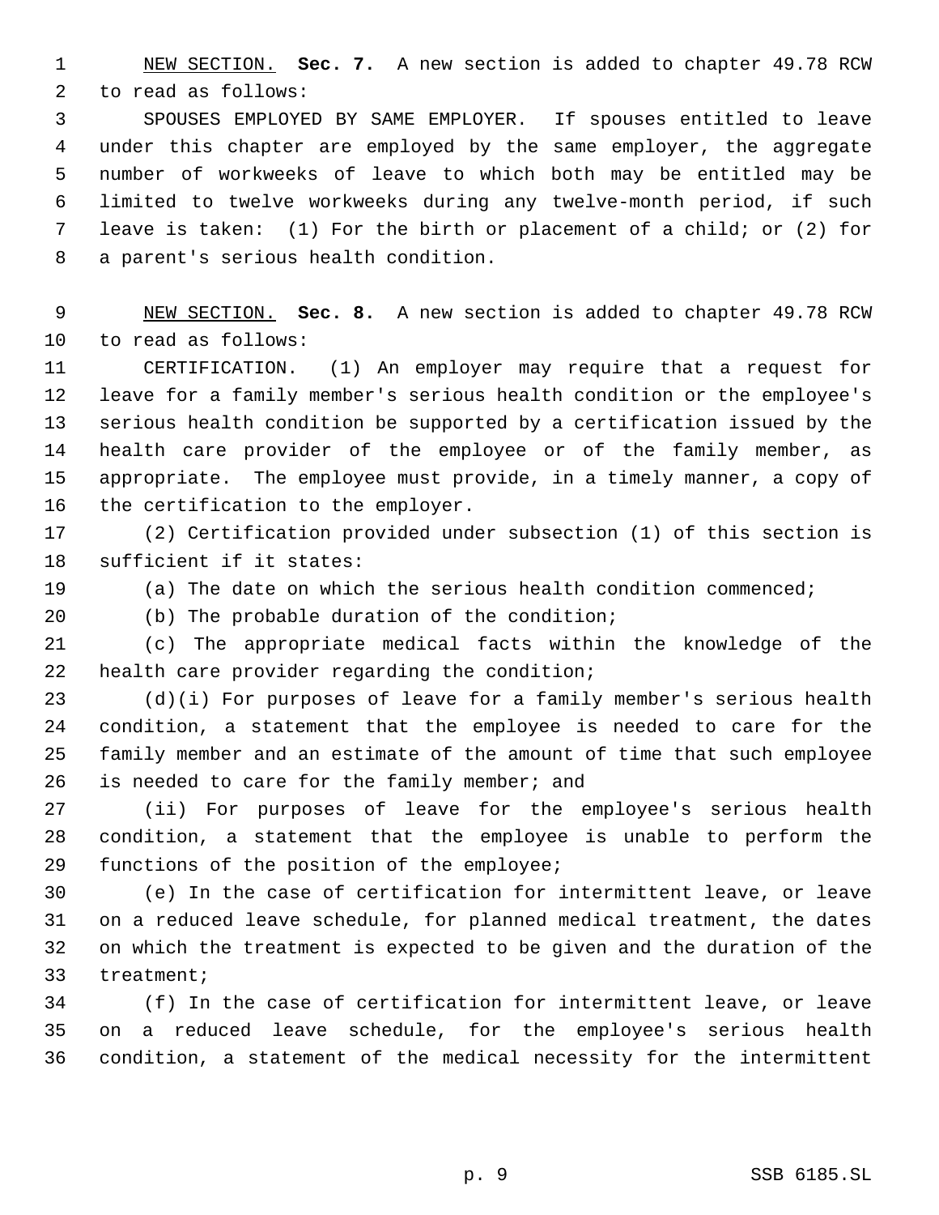NEW SECTION. **Sec. 7.** A new section is added to chapter 49.78 RCW to read as follows:

SPOUSES EMPLOYED BY SAME EMPLOYER. If spouses entitled to leave under this chapter are employed by the same employer, the aggregate number of workweeks of leave to which both may be entitled may be limited to twelve workweeks during any twelve-month period, if such leave is taken: (1) For the birth or placement of a child; or (2) for a parent's serious health condition.

NEW SECTION. **Sec. 8.** A new section is added to chapter 49.78 RCW to read as follows:

CERTIFICATION. (1) An employer may require that a request for leave for a family member's serious health condition or the employee's serious health condition be supported by a certification issued by the health care provider of the employee or of the family member, as appropriate. The employee must provide, in a timely manner, a copy of the certification to the employer.

(2) Certification provided under subsection (1) of this section is sufficient if it states:

(a) The date on which the serious health condition commenced;

(b) The probable duration of the condition;

(c) The appropriate medical facts within the knowledge of the health care provider regarding the condition;

(d)(i) For purposes of leave for a family member's serious health condition, a statement that the employee is needed to care for the family member and an estimate of the amount of time that such employee is needed to care for the family member; and

(ii) For purposes of leave for the employee's serious health condition, a statement that the employee is unable to perform the functions of the position of the employee;

(e) In the case of certification for intermittent leave, or leave on a reduced leave schedule, for planned medical treatment, the dates on which the treatment is expected to be given and the duration of the treatment;

(f) In the case of certification for intermittent leave, or leave on a reduced leave schedule, for the employee's serious health condition, a statement of the medical necessity for the intermittent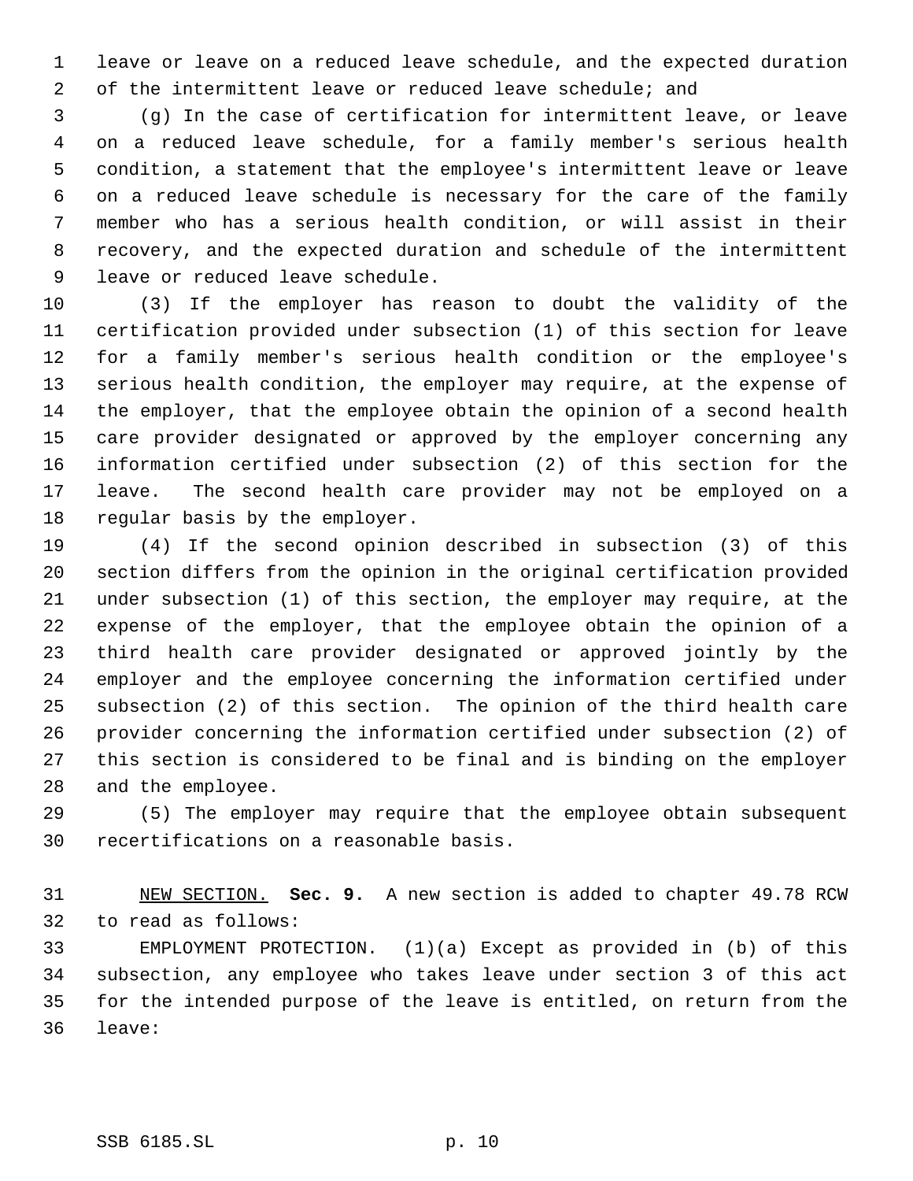leave or leave on a reduced leave schedule, and the expected duration of the intermittent leave or reduced leave schedule; and

(g) In the case of certification for intermittent leave, or leave on a reduced leave schedule, for a family member's serious health condition, a statement that the employee's intermittent leave or leave on a reduced leave schedule is necessary for the care of the family member who has a serious health condition, or will assist in their recovery, and the expected duration and schedule of the intermittent leave or reduced leave schedule.

(3) If the employer has reason to doubt the validity of the certification provided under subsection (1) of this section for leave for a family member's serious health condition or the employee's serious health condition, the employer may require, at the expense of the employer, that the employee obtain the opinion of a second health care provider designated or approved by the employer concerning any information certified under subsection (2) of this section for the leave. The second health care provider may not be employed on a regular basis by the employer.

(4) If the second opinion described in subsection (3) of this section differs from the opinion in the original certification provided under subsection (1) of this section, the employer may require, at the expense of the employer, that the employee obtain the opinion of a third health care provider designated or approved jointly by the employer and the employee concerning the information certified under subsection (2) of this section. The opinion of the third health care provider concerning the information certified under subsection (2) of this section is considered to be final and is binding on the employer and the employee.

(5) The employer may require that the employee obtain subsequent recertifications on a reasonable basis.

NEW SECTION. **Sec. 9.** A new section is added to chapter 49.78 RCW to read as follows:

EMPLOYMENT PROTECTION. (1)(a) Except as provided in (b) of this subsection, any employee who takes leave under section 3 of this act for the intended purpose of the leave is entitled, on return from the leave: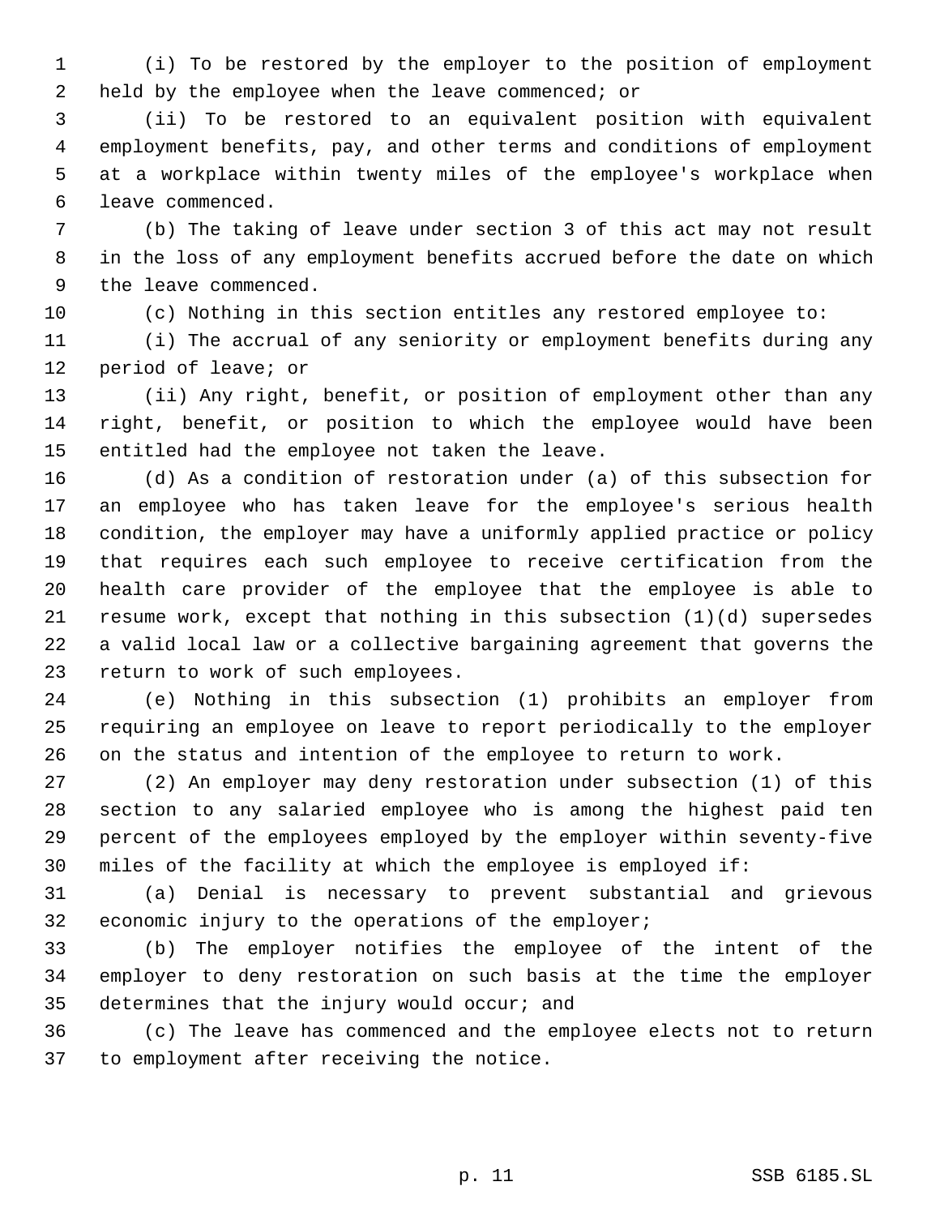(i) To be restored by the employer to the position of employment held by the employee when the leave commenced; or

(ii) To be restored to an equivalent position with equivalent employment benefits, pay, and other terms and conditions of employment at a workplace within twenty miles of the employee's workplace when leave commenced.

(b) The taking of leave under section 3 of this act may not result in the loss of any employment benefits accrued before the date on which the leave commenced.

(c) Nothing in this section entitles any restored employee to:

(i) The accrual of any seniority or employment benefits during any period of leave; or

(ii) Any right, benefit, or position of employment other than any right, benefit, or position to which the employee would have been entitled had the employee not taken the leave.

(d) As a condition of restoration under (a) of this subsection for an employee who has taken leave for the employee's serious health condition, the employer may have a uniformly applied practice or policy that requires each such employee to receive certification from the health care provider of the employee that the employee is able to resume work, except that nothing in this subsection (1)(d) supersedes a valid local law or a collective bargaining agreement that governs the return to work of such employees.

(e) Nothing in this subsection (1) prohibits an employer from requiring an employee on leave to report periodically to the employer on the status and intention of the employee to return to work.

(2) An employer may deny restoration under subsection (1) of this section to any salaried employee who is among the highest paid ten percent of the employees employed by the employer within seventy-five miles of the facility at which the employee is employed if:

(a) Denial is necessary to prevent substantial and grievous economic injury to the operations of the employer;

(b) The employer notifies the employee of the intent of the employer to deny restoration on such basis at the time the employer determines that the injury would occur; and

(c) The leave has commenced and the employee elects not to return to employment after receiving the notice.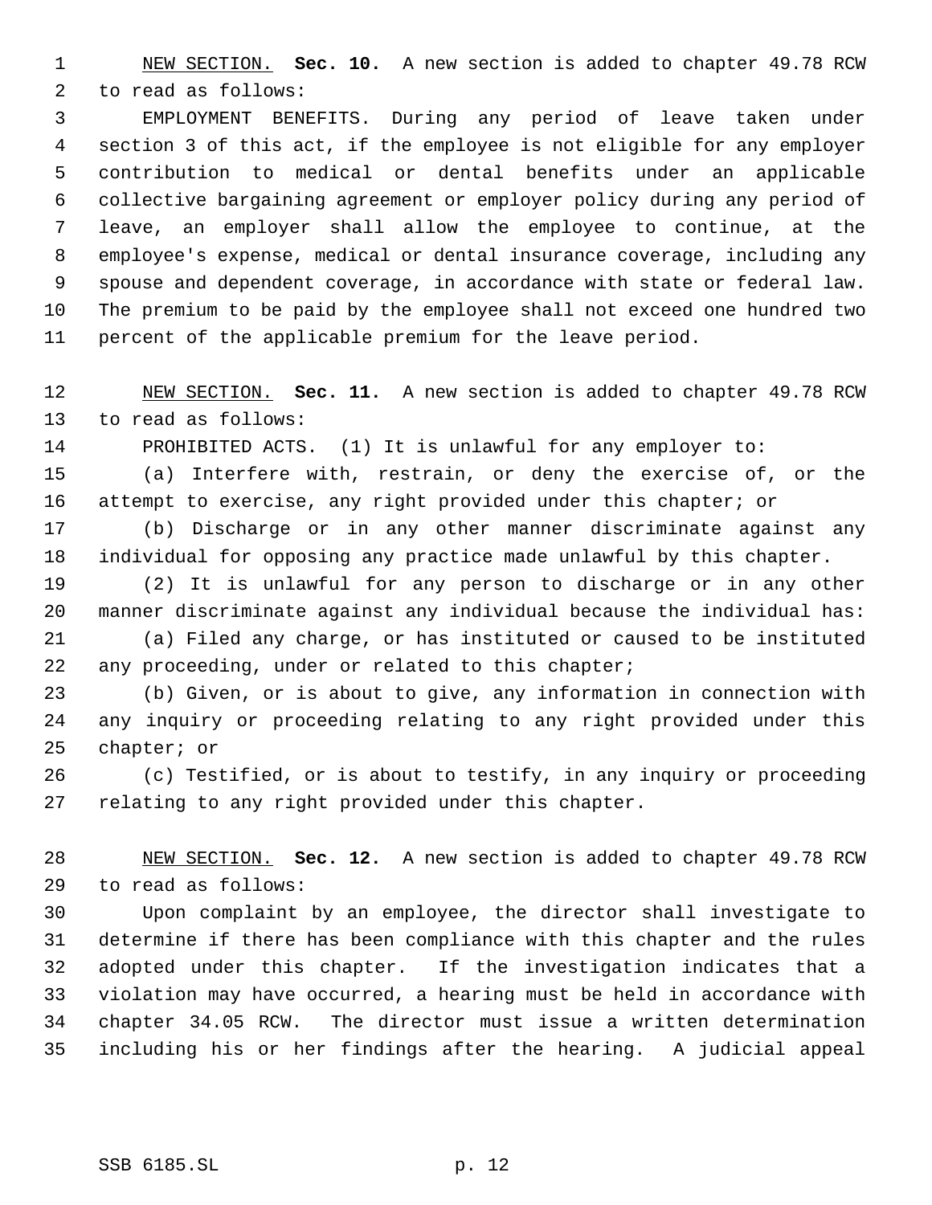NEW SECTION. **Sec. 10.** A new section is added to chapter 49.78 RCW to read as follows:

EMPLOYMENT BENEFITS. During any period of leave taken under section 3 of this act, if the employee is not eligible for any employer contribution to medical or dental benefits under an applicable collective bargaining agreement or employer policy during any period of leave, an employer shall allow the employee to continue, at the employee's expense, medical or dental insurance coverage, including any spouse and dependent coverage, in accordance with state or federal law. The premium to be paid by the employee shall not exceed one hundred two percent of the applicable premium for the leave period.

NEW SECTION. **Sec. 11.** A new section is added to chapter 49.78 RCW to read as follows:

PROHIBITED ACTS. (1) It is unlawful for any employer to:

(a) Interfere with, restrain, or deny the exercise of, or the attempt to exercise, any right provided under this chapter; or

(b) Discharge or in any other manner discriminate against any individual for opposing any practice made unlawful by this chapter.

(2) It is unlawful for any person to discharge or in any other manner discriminate against any individual because the individual has:

(a) Filed any charge, or has instituted or caused to be instituted any proceeding, under or related to this chapter;

(b) Given, or is about to give, any information in connection with any inquiry or proceeding relating to any right provided under this chapter; or

(c) Testified, or is about to testify, in any inquiry or proceeding relating to any right provided under this chapter.

NEW SECTION. **Sec. 12.** A new section is added to chapter 49.78 RCW to read as follows:

Upon complaint by an employee, the director shall investigate to determine if there has been compliance with this chapter and the rules adopted under this chapter. If the investigation indicates that a violation may have occurred, a hearing must be held in accordance with chapter 34.05 RCW. The director must issue a written determination including his or her findings after the hearing. A judicial appeal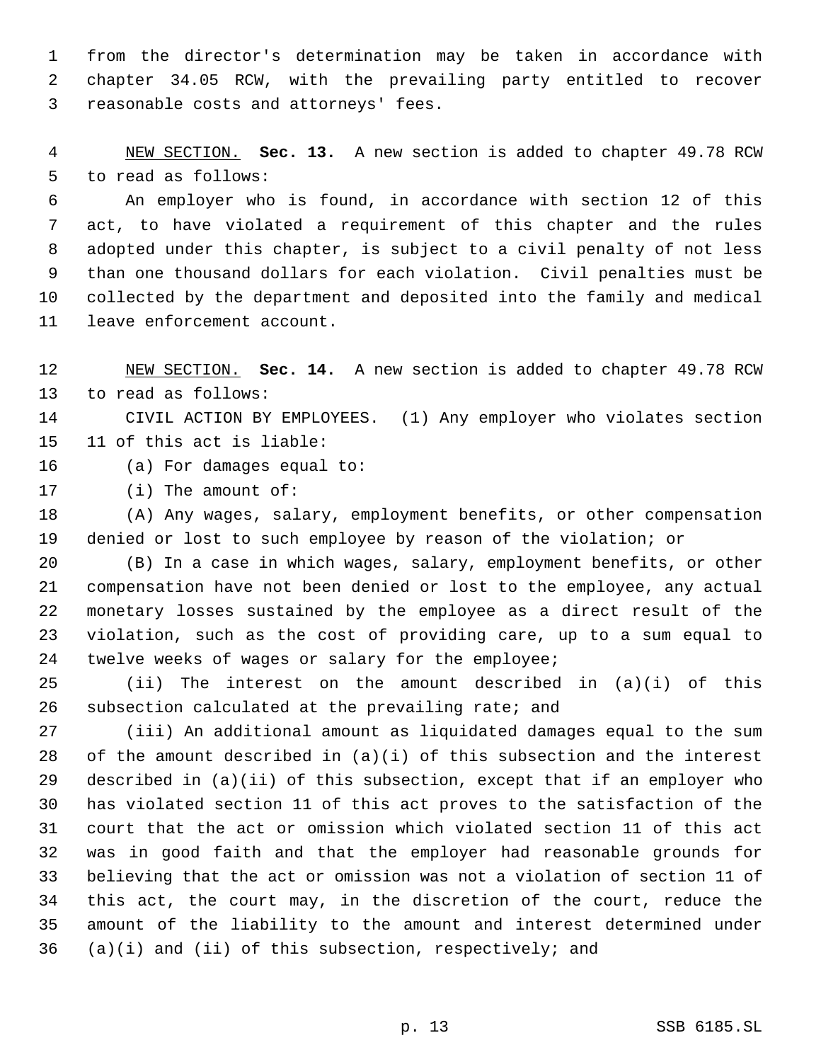from the director's determination may be taken in accordance with chapter 34.05 RCW, with the prevailing party entitled to recover reasonable costs and attorneys' fees.

NEW SECTION. **Sec. 13.** A new section is added to chapter 49.78 RCW to read as follows:

An employer who is found, in accordance with section 12 of this act, to have violated a requirement of this chapter and the rules adopted under this chapter, is subject to a civil penalty of not less than one thousand dollars for each violation. Civil penalties must be collected by the department and deposited into the family and medical leave enforcement account.

NEW SECTION. **Sec. 14.** A new section is added to chapter 49.78 RCW to read as follows:

CIVIL ACTION BY EMPLOYEES. (1) Any employer who violates section 11 of this act is liable:

(a) For damages equal to:

(i) The amount of:

(A) Any wages, salary, employment benefits, or other compensation denied or lost to such employee by reason of the violation; or

(B) In a case in which wages, salary, employment benefits, or other compensation have not been denied or lost to the employee, any actual monetary losses sustained by the employee as a direct result of the violation, such as the cost of providing care, up to a sum equal to twelve weeks of wages or salary for the employee;

(ii) The interest on the amount described in (a)(i) of this subsection calculated at the prevailing rate; and

(iii) An additional amount as liquidated damages equal to the sum of the amount described in (a)(i) of this subsection and the interest described in (a)(ii) of this subsection, except that if an employer who has violated section 11 of this act proves to the satisfaction of the court that the act or omission which violated section 11 of this act was in good faith and that the employer had reasonable grounds for believing that the act or omission was not a violation of section 11 of this act, the court may, in the discretion of the court, reduce the amount of the liability to the amount and interest determined under (a)(i) and (ii) of this subsection, respectively; and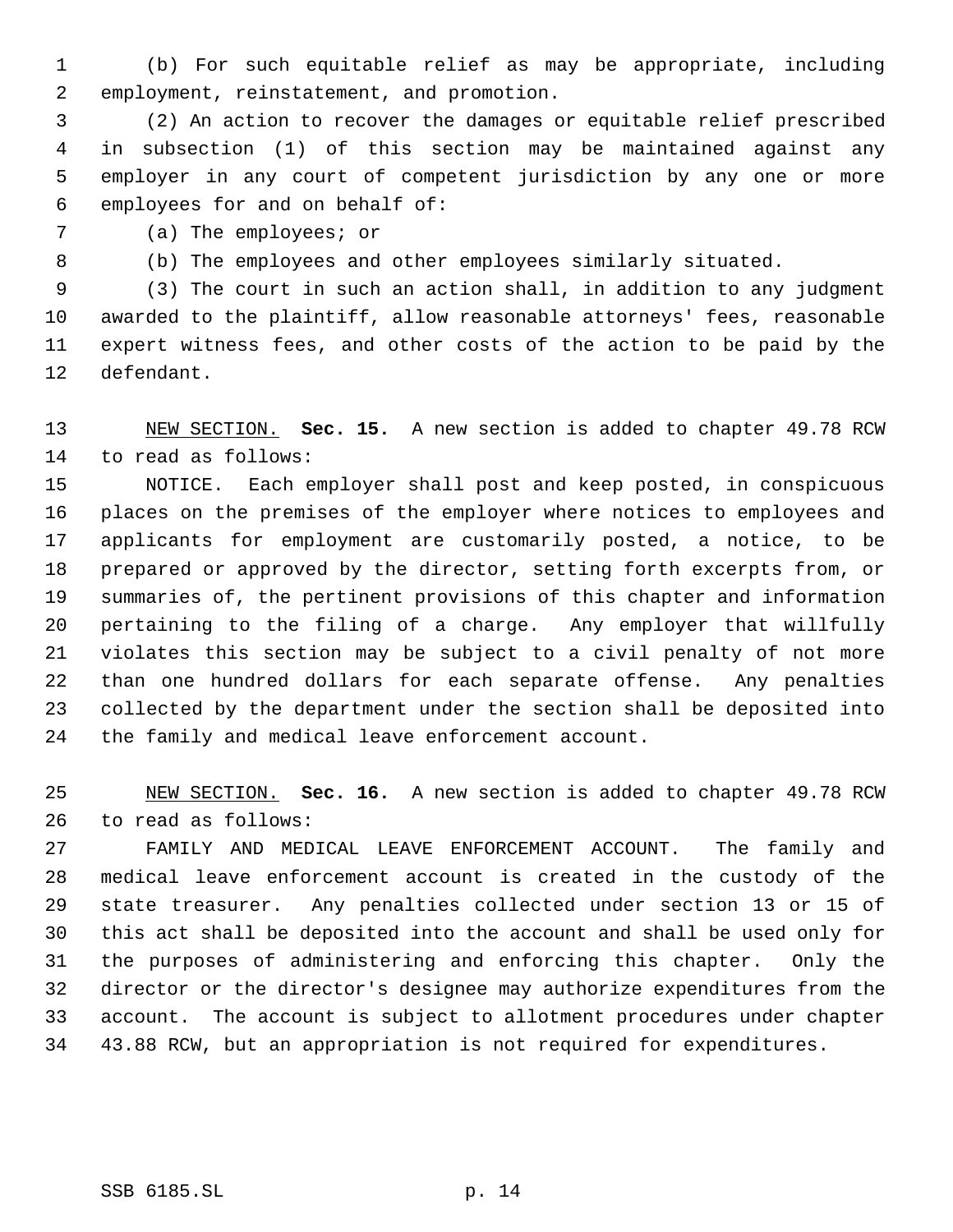(b) For such equitable relief as may be appropriate, including employment, reinstatement, and promotion.

(2) An action to recover the damages or equitable relief prescribed in subsection (1) of this section may be maintained against any employer in any court of competent jurisdiction by any one or more employees for and on behalf of:

(a) The employees; or

(b) The employees and other employees similarly situated.

(3) The court in such an action shall, in addition to any judgment awarded to the plaintiff, allow reasonable attorneys' fees, reasonable expert witness fees, and other costs of the action to be paid by the defendant.

NEW SECTION. **Sec. 15.** A new section is added to chapter 49.78 RCW to read as follows:

NOTICE. Each employer shall post and keep posted, in conspicuous places on the premises of the employer where notices to employees and applicants for employment are customarily posted, a notice, to be prepared or approved by the director, setting forth excerpts from, or summaries of, the pertinent provisions of this chapter and information pertaining to the filing of a charge. Any employer that willfully violates this section may be subject to a civil penalty of not more than one hundred dollars for each separate offense. Any penalties collected by the department under the section shall be deposited into the family and medical leave enforcement account.

NEW SECTION. **Sec. 16.** A new section is added to chapter 49.78 RCW to read as follows:

FAMILY AND MEDICAL LEAVE ENFORCEMENT ACCOUNT. The family and medical leave enforcement account is created in the custody of the state treasurer. Any penalties collected under section 13 or 15 of this act shall be deposited into the account and shall be used only for the purposes of administering and enforcing this chapter. Only the director or the director's designee may authorize expenditures from the account. The account is subject to allotment procedures under chapter 43.88 RCW, but an appropriation is not required for expenditures.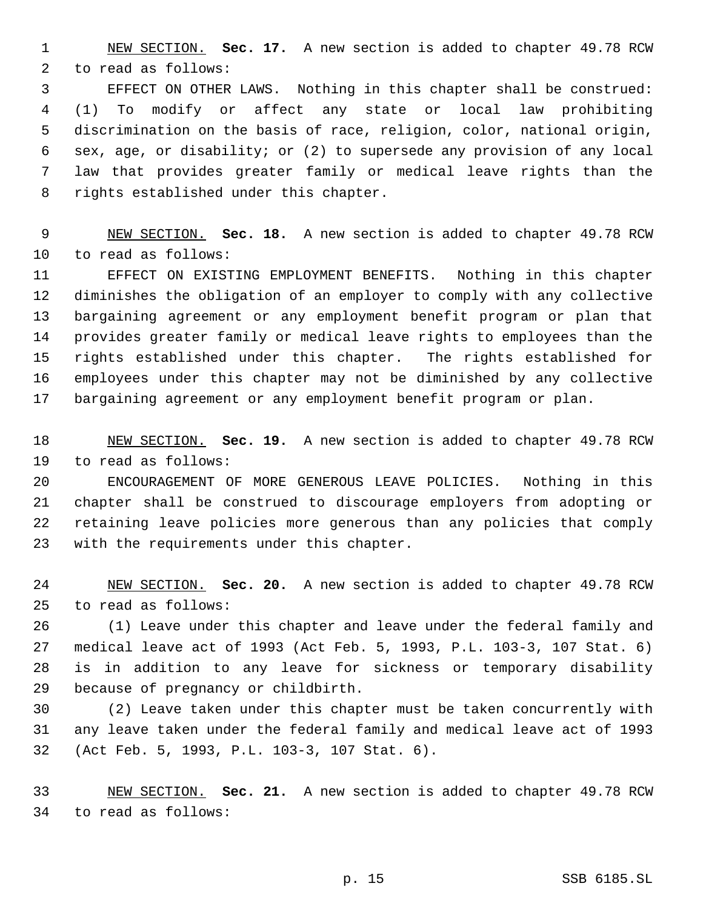NEW SECTION. **Sec. 17.** A new section is added to chapter 49.78 RCW to read as follows:

EFFECT ON OTHER LAWS. Nothing in this chapter shall be construed: (1) To modify or affect any state or local law prohibiting discrimination on the basis of race, religion, color, national origin, sex, age, or disability; or (2) to supersede any provision of any local law that provides greater family or medical leave rights than the rights established under this chapter.

NEW SECTION. **Sec. 18.** A new section is added to chapter 49.78 RCW to read as follows:

EFFECT ON EXISTING EMPLOYMENT BENEFITS. Nothing in this chapter diminishes the obligation of an employer to comply with any collective bargaining agreement or any employment benefit program or plan that provides greater family or medical leave rights to employees than the rights established under this chapter. The rights established for employees under this chapter may not be diminished by any collective bargaining agreement or any employment benefit program or plan.

NEW SECTION. **Sec. 19.** A new section is added to chapter 49.78 RCW to read as follows:

ENCOURAGEMENT OF MORE GENEROUS LEAVE POLICIES. Nothing in this chapter shall be construed to discourage employers from adopting or retaining leave policies more generous than any policies that comply with the requirements under this chapter.

NEW SECTION. **Sec. 20.** A new section is added to chapter 49.78 RCW to read as follows:

(1) Leave under this chapter and leave under the federal family and medical leave act of 1993 (Act Feb. 5, 1993, P.L. 103-3, 107 Stat. 6) is in addition to any leave for sickness or temporary disability because of pregnancy or childbirth.

(2) Leave taken under this chapter must be taken concurrently with any leave taken under the federal family and medical leave act of 1993 (Act Feb. 5, 1993, P.L. 103-3, 107 Stat. 6).

NEW SECTION. **Sec. 21.** A new section is added to chapter 49.78 RCW to read as follows: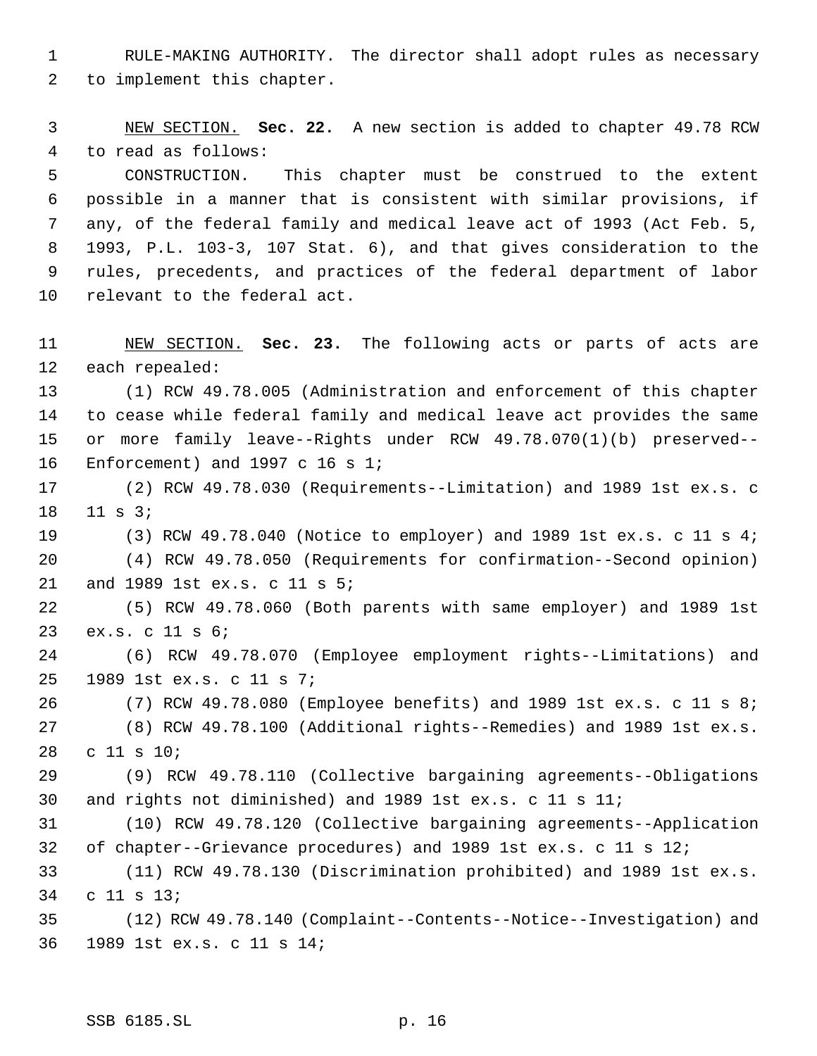RULE-MAKING AUTHORITY. The director shall adopt rules as necessary to implement this chapter.

NEW SECTION. **Sec. 22.** A new section is added to chapter 49.78 RCW to read as follows:

CONSTRUCTION. This chapter must be construed to the extent possible in a manner that is consistent with similar provisions, if any, of the federal family and medical leave act of 1993 (Act Feb. 5, 1993, P.L. 103-3, 107 Stat. 6), and that gives consideration to the rules, precedents, and practices of the federal department of labor relevant to the federal act.

NEW SECTION. **Sec. 23.** The following acts or parts of acts are each repealed:

(1) RCW 49.78.005 (Administration and enforcement of this chapter to cease while federal family and medical leave act provides the same or more family leave--Rights under RCW 49.78.070(1)(b) preserved--Enforcement) and 1997 c 16 s 1;

(2) RCW 49.78.030 (Requirements--Limitation) and 1989 1st ex.s. c 11 s 3;

(3) RCW 49.78.040 (Notice to employer) and 1989 1st ex.s. c 11 s 4;

(4) RCW 49.78.050 (Requirements for confirmation--Second opinion) and 1989 1st ex.s. c 11 s 5;

(5) RCW 49.78.060 (Both parents with same employer) and 1989 1st ex.s. c 11 s 6;

(6) RCW 49.78.070 (Employee employment rights--Limitations) and 1989 1st ex.s. c 11 s 7;

(7) RCW 49.78.080 (Employee benefits) and 1989 1st ex.s. c 11 s 8;

(8) RCW 49.78.100 (Additional rights--Remedies) and 1989 1st ex.s. c 11 s 10;

(9) RCW 49.78.110 (Collective bargaining agreements--Obligations and rights not diminished) and 1989 1st ex.s. c 11 s 11;

(10) RCW 49.78.120 (Collective bargaining agreements--Application of chapter--Grievance procedures) and 1989 1st ex.s. c 11 s 12;

(11) RCW 49.78.130 (Discrimination prohibited) and 1989 1st ex.s. c 11 s 13;

(12) RCW 49.78.140 (Complaint--Contents--Notice--Investigation) and 1989 1st ex.s. c 11 s 14;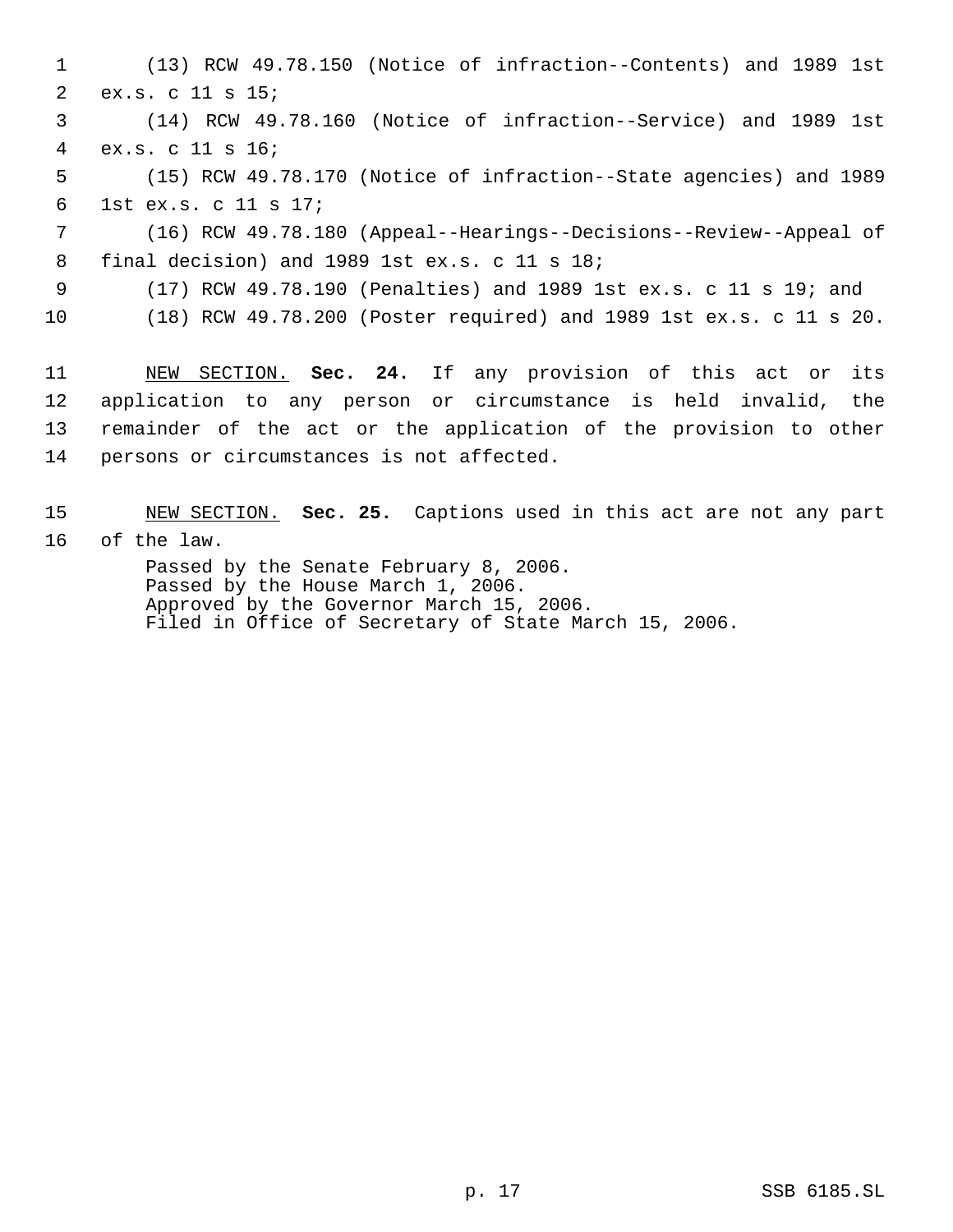(13) RCW 49.78.150 (Notice of infraction--Contents) and 1989 1st ex.s. c 11 s 15;

(14) RCW 49.78.160 (Notice of infraction--Service) and 1989 1st ex.s. c 11 s 16;

(15) RCW 49.78.170 (Notice of infraction--State agencies) and 1989 1st ex.s. c 11 s 17;

(16) RCW 49.78.180 (Appeal--Hearings--Decisions--Review--Appeal of final decision) and 1989 1st ex.s. c 11 s 18;

(17) RCW 49.78.190 (Penalties) and 1989 1st ex.s. c 11 s 19; and

(18) RCW 49.78.200 (Poster required) and 1989 1st ex.s. c 11 s 20.

NEW SECTION. **Sec. 24.** If any provision of this act or its application to any person or circumstance is held invalid, the remainder of the act or the application of the provision to other persons or circumstances is not affected.

NEW SECTION. **Sec. 25.** Captions used in this act are not any part of the law.

Passed by the Senate February 8, 2006.
Passed by the House March 1, 2006.
Approved by the Governor March 15, 2006.
Filed in Office of Secretary of State March 15, 2006.